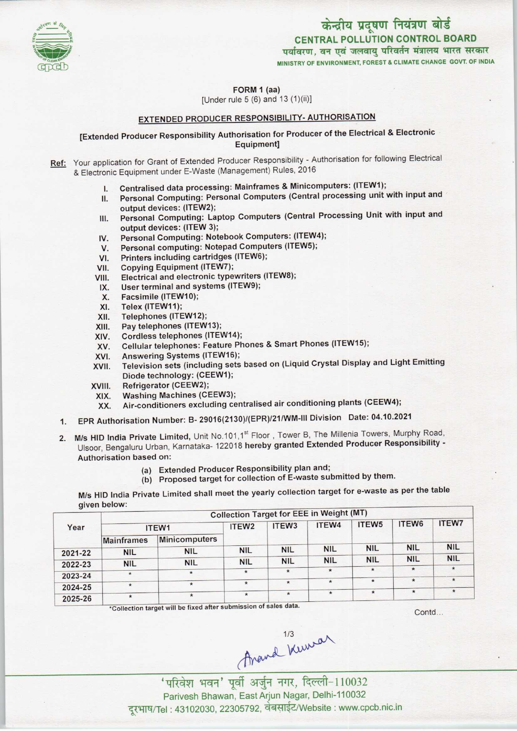केन्द्रीय प्रदूषण नियंत्रण बोर्ड
**CENTRAL POLLUTION CONTROL BOARD**
पर्यावरण, वन एवं जलवायु परिवर्तन मंत्रालय भारत सरकार
MINISTRY OF ENVIRONMENT, FOREST & CLIMATE CHANGE GOVT. OF INDIA

**FORM 1 (aa)**
[Under rule 5 (6) and 13 (1)(ii)]

## EXTENDED PRODUCER RESPONSIBILITY- AUTHORISATION

**[Extended Producer Responsibility Authorisation for Producer of the Electrical & Electronic Equipment]**

**Ref:** Your application for Grant of Extended Producer Responsibility - Authorisation for following Electrical & Electronic Equipment under E-Waste (Management) Rules, 2016

I. Centralised data processing: Mainframes & Minicomputers: (ITEW1);
II. Personal Computing: Personal Computers (Central processing unit with input and output devices: (ITEW2);
III. Personal Computing: Laptop Computers (Central Processing Unit with input and output devices: (ITEW 3);
IV. Personal Computing: Notebook Computers: (ITEW4);
V. Personal computing: Notepad Computers (ITEW5);
VI. Printers including cartridges (ITEW6);
VII. Copying Equipment (ITEW7);
VIII. Electrical and electronic typewriters (ITEW8);
IX. User terminal and systems (ITEW9);
X. Facsimile (ITEW10);
XI. Telex (ITEW11);
XII. Telephones (ITEW12);
XIII. Pay telephones (ITEW13);
XIV. Cordless telephones (ITEW14);
XV. Cellular telephones: Feature Phones & Smart Phones (ITEW15);
XVI. Answering Systems (ITEW16);
XVII. Television sets (including sets based on (Liquid Crystal Display and Light Emitting Diode technology: (CEEW1);
XVIII. Refrigerator (CEEW2);
XIX. Washing Machines (CEEW3);
XX. Air-conditioners excluding centralised air conditioning plants (CEEW4);

1. EPR Authorisation Number: B- 29016(2130)/(EPR)/21/WM-III Division Date: 04.10.2021

2. **M/s HID India Private Limited,** Unit No.101,1st Floor , Tower B, The Millenia Towers, Murphy Road, Ulsoor, Bengaluru Urban, Karnataka- 122018 **hereby granted Extended Producer Responsibility - Authorisation based on:**
   (a) Extended Producer Responsibility plan and;
   (b) Proposed target for collection of E-waste submitted by them.

M/s HID India Private Limited shall meet the yearly collection target for e-waste as per the table given below:

| Year | Collection Target for EEE in Weight (MT) | | | | | | | |
|---|---|---|---|---|---|---|---|---|
| | ITEW1 | | ITEW2 | ITEW3 | ITEW4 | ITEW5 | ITEW6 | ITEW7 |
| | Mainframes | Minicomputers | | | | | | |
| 2021-22 | NIL | NIL | NIL | NIL | NIL | NIL | NIL | NIL |
| 2022-23 | NIL | NIL | NIL | NIL | NIL | NIL | NIL | NIL |
| 2023-24 | * | * | * | * | * | * | * | * |
| 2024-25 | * | * | * | * | * | * | * | * |
| 2025-26 | * | * | * | * | * | * | * | * |

*Collection target will be fixed after submission of sales data.

Contd...

Anand Kumar

'परिवेश भवन' पूर्वी अर्जुन नगर, दिल्ली-110032
Parivesh Bhawan, East Arjun Nagar, Delhi-110032
दूरभाष/Tel : 43102030, 22305792, वेबसाईट/Website : www.cpcb.nic.in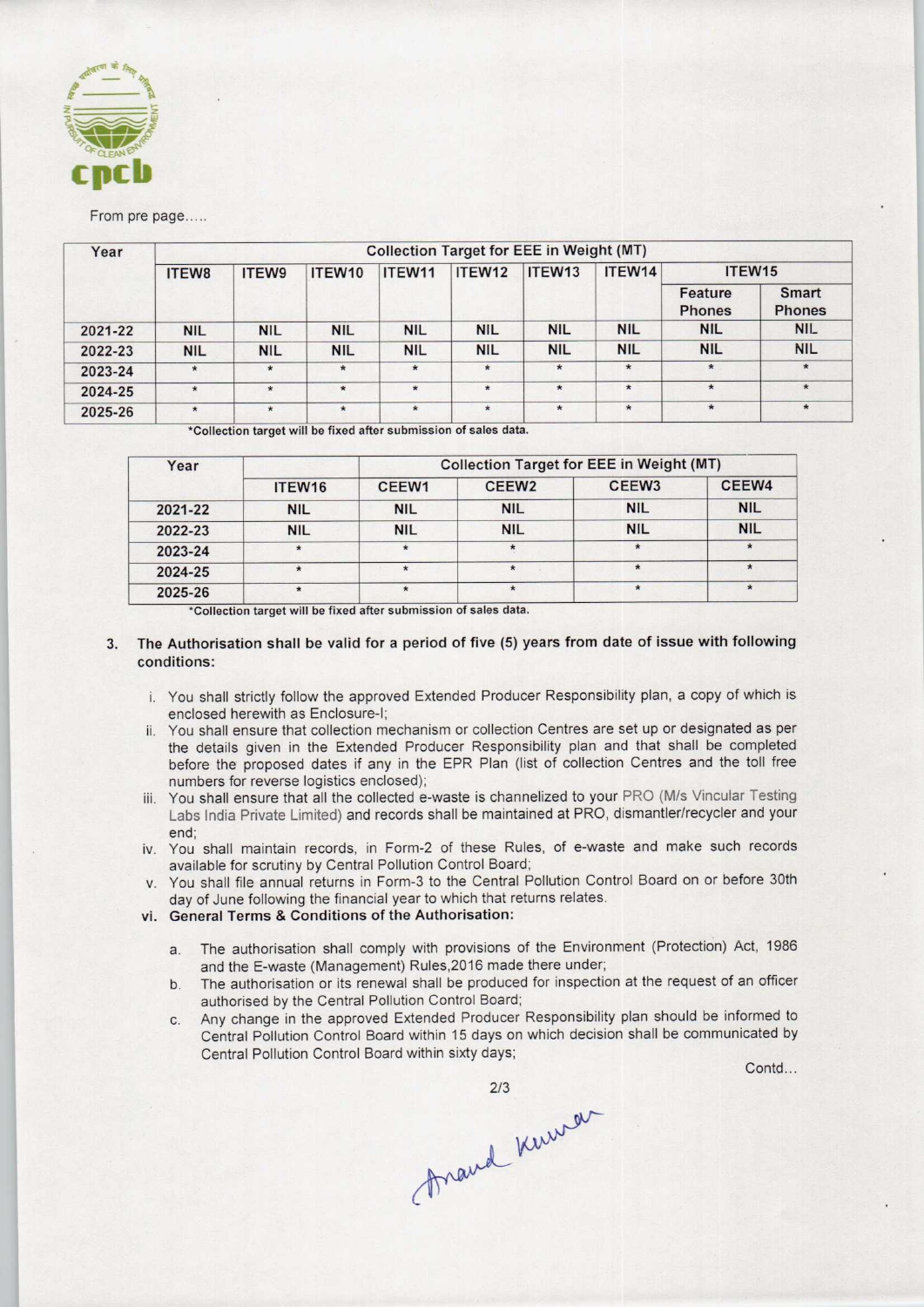From pre page.....

| Year | Collection Target for EEE in Weight (MT) | | | | | | | | |
|---|---|---|---|---|---|---|---|---|---|
| | ITEW8 | ITEW9 | ITEW10 | ITEW11 | ITEW12 | ITEW13 | ITEW14 | ITEW15 | |
| | | | | | | | | Feature Phones | Smart Phones |
| 2021-22 | NIL | NIL | NIL | NIL | NIL | NIL | NIL | NIL | NIL |
| 2022-23 | NIL | NIL | NIL | NIL | NIL | NIL | NIL | NIL | NIL |
| 2023-24 | * | * | * | * | * | * | * | * | * |
| 2024-25 | * | * | * | * | * | * | * | * | * |
| 2025-26 | * | * | * | * | * | * | * | * | * |

*Collection target will be fixed after submission of sales data.

| Year | | Collection Target for EEE in Weight (MT) | | | |
|---|---|---|---|---|---|
| | ITEW16 | CEEW1 | CEEW2 | CEEW3 | CEEW4 |
| 2021-22 | NIL | NIL | NIL | NIL | NIL |
| 2022-23 | NIL | NIL | NIL | NIL | NIL |
| 2023-24 | * | * | * | * | * |
| 2024-25 | * | * | * | * | * |
| 2025-26 | * | * | * | * | * |

*Collection target will be fixed after submission of sales data.

3. **The Authorisation shall be valid for a period of five (5) years from date of issue with following conditions:**

   i. You shall strictly follow the approved Extended Producer Responsibility plan, a copy of which is enclosed herewith as Enclosure-I;

   ii. You shall ensure that collection mechanism or collection Centres are set up or designated as per the details given in the Extended Producer Responsibility plan and that shall be completed before the proposed dates if any in the EPR Plan (list of collection Centres and the toll free numbers for reverse logistics enclosed);

   iii. You shall ensure that all the collected e-waste is channelized to your PRO (M/s Vincular Testing Labs India Private Limited) and records shall be maintained at PRO, dismantler/recycler and your end;

   iv. You shall maintain records, in Form-2 of these Rules, of e-waste and make such records available for scrutiny by Central Pollution Control Board;

   v. You shall file annual returns in Form-3 to the Central Pollution Control Board on or before 30th day of June following the financial year to which that returns relates.

   vi. **General Terms & Conditions of the Authorisation:**

      a. The authorisation shall comply with provisions of the Environment (Protection) Act, 1986 and the E-waste (Management) Rules,2016 made there under;

      b. The authorisation or its renewal shall be produced for inspection at the request of an officer authorised by the Central Pollution Control Board;

      c. Any change in the approved Extended Producer Responsibility plan should be informed to Central Pollution Control Board within 15 days on which decision shall be communicated by Central Pollution Control Board within sixty days;

Contd...

Anand Kumar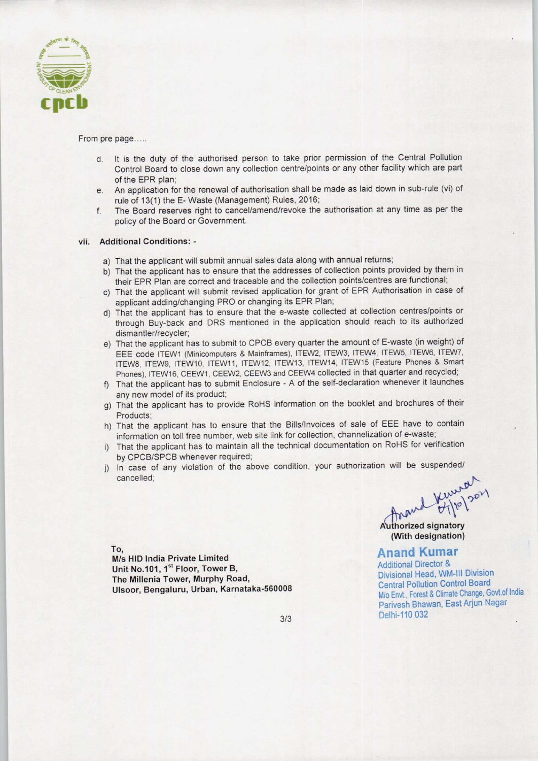From pre page.....

d. It is the duty of the authorised person to take prior permission of the Central Pollution Control Board to close down any collection centre/points or any other facility which are part of the EPR plan;
e. An application for the renewal of authorisation shall be made as laid down in sub-rule (vi) of rule of 13(1) the E- Waste (Management) Rules, 2016;
f. The Board reserves right to cancel/amend/revoke the authorisation at any time as per the policy of the Board or Government.

**vii. Additional Conditions: -**

a) That the applicant will submit annual sales data along with annual returns;
b) That the applicant has to ensure that the addresses of collection points provided by them in their EPR Plan are correct and traceable and the collection points/centres are functional;
c) That the applicant will submit revised application for grant of EPR Authorisation in case of applicant adding/changing PRO or changing its EPR Plan;
d) That the applicant has to ensure that the e-waste collected at collection centres/points or through Buy-back and DRS mentioned in the application should reach to its authorized dismantler/recycler;
e) That the applicant has to submit to CPCB every quarter the amount of E-waste (in weight) of EEE code ITEW1 (Minicomputers & Mainframes), ITEW2, ITEW3, ITEW4, ITEW5, ITEW6, ITEW7, ITEW8, ITEW9, ITEW10, ITEW11, ITEW12, ITEW13, ITEW14, ITEW15 (Feature Phones & Smart Phones), ITEW16, CEEW1, CEEW2, CEEW3 and CEEW4 collected in that quarter and recycled;
f) That the applicant has to submit Enclosure - A of the self-declaration whenever it launches any new model of its product;
g) That the applicant has to provide RoHS information on the booklet and brochures of their Products;
h) That the applicant has to ensure that the Bills/Invoices of sale of EEE have to contain information on toll free number, web site link for collection, channelization of e-waste;
i) That the applicant has to maintain all the technical documentation on RoHS for verification by CPCB/SPCB whenever required;
j) In case of any violation of the above condition, your authorization will be suspended/ cancelled;

Anand Kumar 04/10/2021

**Authorized signatory**
**(With designation)**

**Anand Kumar**
Additional Director &
Divisional Head, WM-III Division
Central Pollution Control Board
M/o Envt., Forest & Climate Change, Govt.of India
Parivesh Bhawan, East Arjun Nagar
Delhi-110 032

**To,**
**M/s HID India Private Limited**
**Unit No.101, 1st Floor, Tower B,**
**The Millenia Tower, Murphy Road,**
**Ulsoor, Bengaluru, Urban, Karnataka-560008**